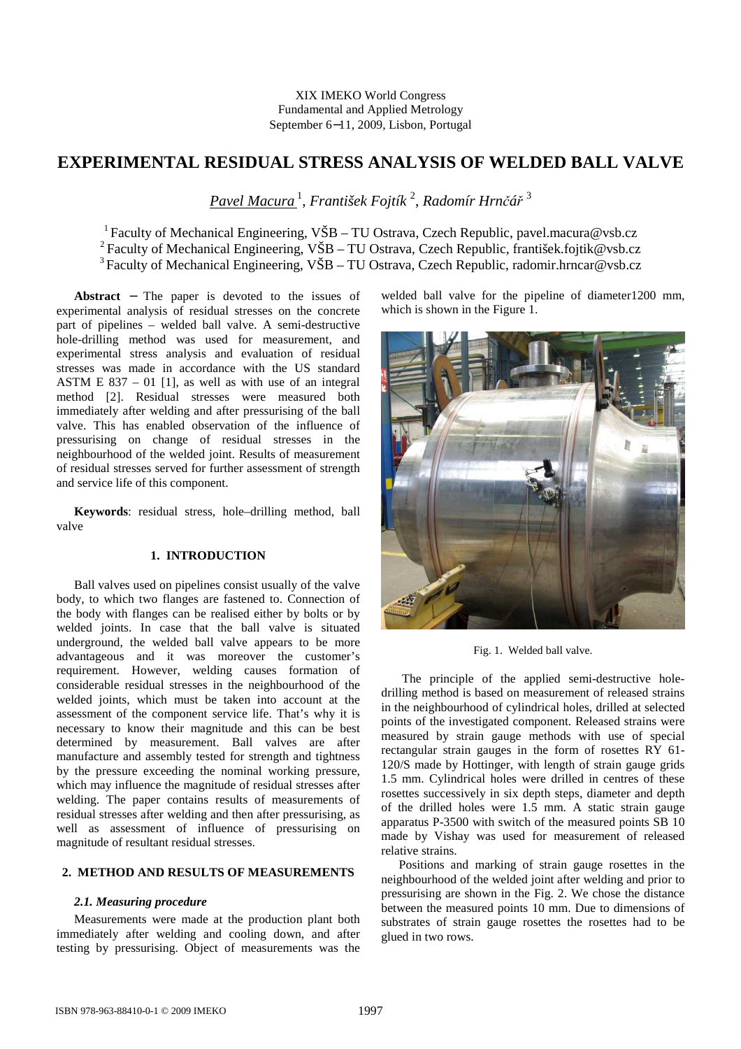XIX IMEKO World Congress
Fundamental and Applied Metrology
September 6−11, 2009, Lisbon, Portugal

# EXPERIMENTAL RESIDUAL STRESS ANALYSIS OF WELDED BALL VALVE

*Pavel Macura* [1], *František Fojtík* [2], *Radomír Hrnčář* [3]

[1] Faculty of Mechanical Engineering, VŠB – TU Ostrava, Czech Republic, pavel.macura@vsb.cz
[2] Faculty of Mechanical Engineering, VŠB – TU Ostrava, Czech Republic, františek.fojtik@vsb.cz
[3] Faculty of Mechanical Engineering, VŠB – TU Ostrava, Czech Republic, radomir.hrncar@vsb.cz

**Abstract** − The paper is devoted to the issues of experimental analysis of residual stresses on the concrete part of pipelines – welded ball valve. A semi-destructive hole-drilling method was used for measurement, and experimental stress analysis and evaluation of residual stresses was made in accordance with the US standard ASTM E 837 – 01 [1], as well as with use of an integral method [2]. Residual stresses were measured both immediately after welding and after pressurising of the ball valve. This has enabled observation of the influence of pressurising on change of residual stresses in the neighbourhood of the welded joint. Results of measurement of residual stresses served for further assessment of strength and service life of this component.

**Keywords**: residual stress, hole–drilling method, ball valve

## 1. INTRODUCTION

Ball valves used on pipelines consist usually of the valve body, to which two flanges are fastened to. Connection of the body with flanges can be realised either by bolts or by welded joints. In case that the ball valve is situated underground, the welded ball valve appears to be more advantageous and it was moreover the customer's requirement. However, welding causes formation of considerable residual stresses in the neighbourhood of the welded joints, which must be taken into account at the assessment of the component service life. That's why it is necessary to know their magnitude and this can be best determined by measurement. Ball valves are after manufacture and assembly tested for strength and tightness by the pressure exceeding the nominal working pressure, which may influence the magnitude of residual stresses after welding. The paper contains results of measurements of residual stresses after welding and then after pressurising, as well as assessment of influence of pressurising on magnitude of resultant residual stresses.

## 2. METHOD AND RESULTS OF MEASUREMENTS

### *2.1. Measuring procedure*

Measurements were made at the production plant both immediately after welding and cooling down, and after testing by pressurising. Object of measurements was the welded ball valve for the pipeline of diameter1200 mm, which is shown in the Figure 1.

Fig. 1. Welded ball valve.

The principle of the applied semi-destructive hole-drilling method is based on measurement of released strains in the neighbourhood of cylindrical holes, drilled at selected points of the investigated component. Released strains were measured by strain gauge methods with use of special rectangular strain gauges in the form of rosettes RY 61-120/S made by Hottinger, with length of strain gauge grids 1.5 mm. Cylindrical holes were drilled in centres of these rosettes successively in six depth steps, diameter and depth of the drilled holes were 1.5 mm. A static strain gauge apparatus P-3500 with switch of the measured points SB 10 made by Vishay was used for measurement of released relative strains.

Positions and marking of strain gauge rosettes in the neighbourhood of the welded joint after welding and prior to pressurising are shown in the Fig. 2. We chose the distance between the measured points 10 mm. Due to dimensions of substrates of strain gauge rosettes the rosettes had to be glued in two rows.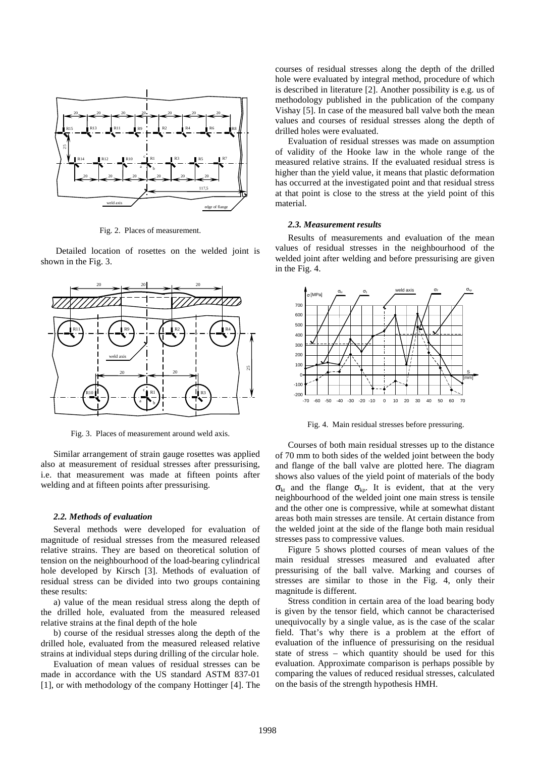Fig. 2. Places of measurement.

Detailed location of rosettes on the welded joint is shown in the Fig. 3.

Fig. 3. Places of measurement around weld axis.

Similar arrangement of strain gauge rosettes was applied also at measurement of residual stresses after pressurising, i.e. that measurement was made at fifteen points after welding and at fifteen points after pressurising.

### 2.2. Methods of evaluation

Several methods were developed for evaluation of magnitude of residual stresses from the measured released relative strains. They are based on theoretical solution of tension on the neighbourhood of the load-bearing cylindrical hole developed by Kirsch [3]. Methods of evaluation of residual stress can be divided into two groups containing these results:

a) value of the mean residual stress along the depth of the drilled hole, evaluated from the measured released relative strains at the final depth of the hole

b) course of the residual stresses along the depth of the drilled hole, evaluated from the measured released relative strains at individual steps during drilling of the circular hole.

Evaluation of mean values of residual stresses can be made in accordance with the US standard ASTM 837-01 [1], or with methodology of the company Hottinger [4]. The courses of residual stresses along the depth of the drilled hole were evaluated by integral method, procedure of which is described in literature [2]. Another possibility is e.g. us of methodology published in the publication of the company Vishay [5]. In case of the measured ball valve both the mean values and courses of residual stresses along the depth of drilled holes were evaluated.

Evaluation of residual stresses was made on assumption of validity of the Hooke law in the whole range of the measured relative strains. If the evaluated residual stress is higher than the yield value, it means that plastic deformation has occurred at the investigated point and that residual stress at that point is close to the stress at the yield point of this material.

### 2.3. Measurement results

Results of measurements and evaluation of the mean values of residual stresses in the neighbourhood of the welded joint after welding and before pressurising are given in the Fig. 4.

Fig. 4. Main residual stresses before pressuring.

Courses of both main residual stresses up to the distance of 70 mm to both sides of the welded joint between the body and flange of the ball valve are plotted here. The diagram shows also values of the yield point of materials of the body $\sigma_{kt}$ and the flange $\sigma_{kp}$. It is evident, that at the very neighbourhood of the welded joint one main stress is tensile and the other one is compressive, while at somewhat distant areas both main stresses are tensile. At certain distance from the welded joint at the side of the flange both main residual stresses pass to compressive values.

Figure 5 shows plotted courses of mean values of the main residual stresses measured and evaluated after pressurising of the ball valve. Marking and courses of stresses are similar to those in the Fig. 4, only their magnitude is different.

Stress condition in certain area of the load bearing body is given by the tensor field, which cannot be characterised unequivocally by a single value, as is the case of the scalar field. That's why there is a problem at the effort of evaluation of the influence of pressurising on the residual state of stress – which quantity should be used for this evaluation. Approximate comparison is perhaps possible by comparing the values of reduced residual stresses, calculated on the basis of the strength hypothesis HMH.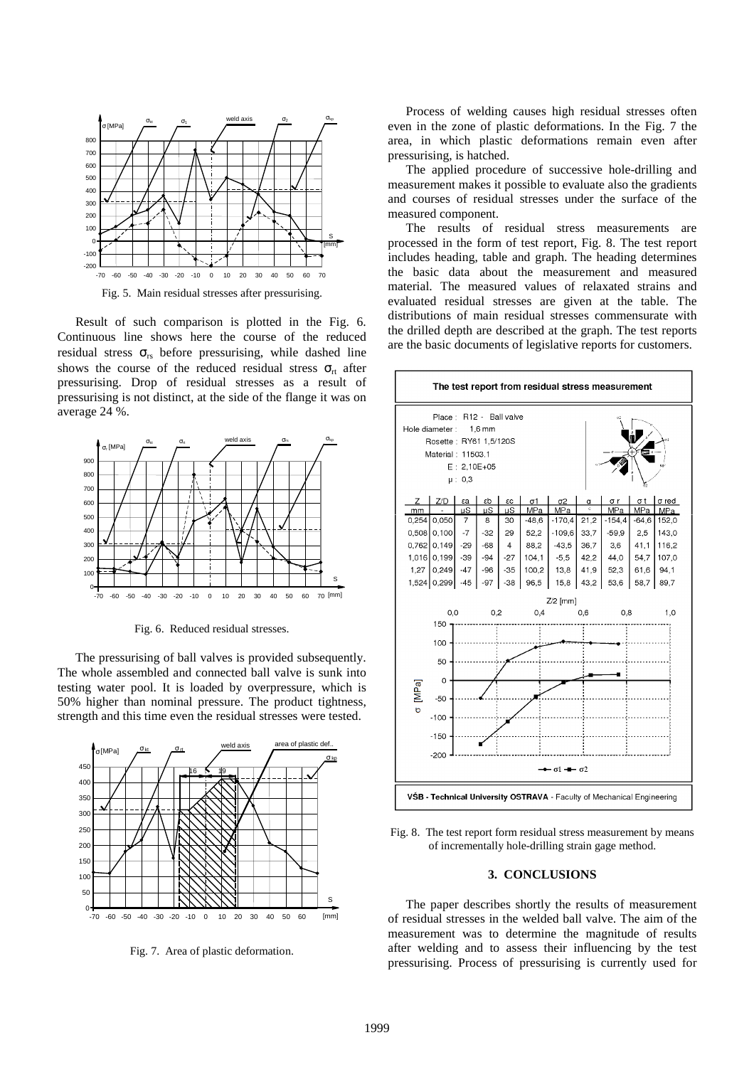Fig. 5. Main residual stresses after pressurising.

Result of such comparison is plotted in the Fig. 6. Continuous line shows here the course of the reduced residual stress $\sigma_{rs}$ before pressurising, while dashed line shows the course of the reduced residual stress $\sigma_{rt}$ after pressurising. Drop of residual stresses as a result of pressurising is not distinct, at the side of the flange it was on average 24 %.

Fig. 6. Reduced residual stresses.

The pressurising of ball valves is provided subsequently. The whole assembled and connected ball valve is sunk into testing water pool. It is loaded by overpressure, which is 50% higher than nominal pressure. The product tightness, strength and this time even the residual stresses were tested.

Fig. 7. Area of plastic deformation.

Process of welding causes high residual stresses often even in the zone of plastic deformations. In the Fig. 7 the area, in which plastic deformations remain even after pressurising, is hatched.

The applied procedure of successive hole-drilling and measurement makes it possible to evaluate also the gradients and courses of residual stresses under the surface of the measured component.

The results of residual stress measurements are processed in the form of test report, Fig. 8. The test report includes heading, table and graph. The heading determines the basic data about the measurement and measured material. The measured values of relaxated strains and evaluated residual stresses are given at the table. The distributions of main residual stresses commensurate with the drilled depth are described at the graph. The test reports are the basic documents of legislative reports for customers.

**The test report from residual stress measurement**

Place : R12 - Ball valve
Hole diameter : 1,6 mm
Rosette : RY61 1,5/120S
Material : 11503.1
E : 2,10E+05
μ : 0,3

| Z mm | Z/D - | εa μS | εb μS | εc μS | σ1 MPa | σ2 MPa | α ° | σ r MPa | σ t MPa | σ red MPa |
|---|---|---|---|---|---|---|---|---|---|---|
| 0,254 | 0,050 | 7 | 8 | 30 | -48,6 | -170,4 | 21,2 | -154,4 | -64,6 | 152,0 |
| 0,508 | 0,100 | -7 | -32 | 29 | 52,2 | -109,6 | 33,7 | -59,9 | 2,5 | 143,0 |
| 0,762 | 0,149 | -29 | -68 | 4 | 88,2 | -43,5 | 36,7 | 3,6 | 41,1 | 116,2 |
| 1,016 | 0,199 | -39 | -94 | -27 | 104,1 | -5,5 | 42,2 | 44,0 | 54,7 | 107,0 |
| 1,27 | 0,249 | -47 | -96 | -35 | 100,2 | 13,8 | 41,9 | 52,3 | 61,6 | 94,1 |
| 1,524 | 0,299 | -45 | -97 | -38 | 96,5 | 15,8 | 43,2 | 53,6 | 58,7 | 89,7 |

VŠB - Technical University OSTRAVA - Faculty of Mechanical Engineering

Fig. 8. The test report form residual stress measurement by means of incrementally hole-drilling strain gage method.

## 3. CONCLUSIONS

The paper describes shortly the results of measurement of residual stresses in the welded ball valve. The aim of the measurement was to determine the magnitude of results after welding and to assess their influencing by the test pressurising. Process of pressurising is currently used for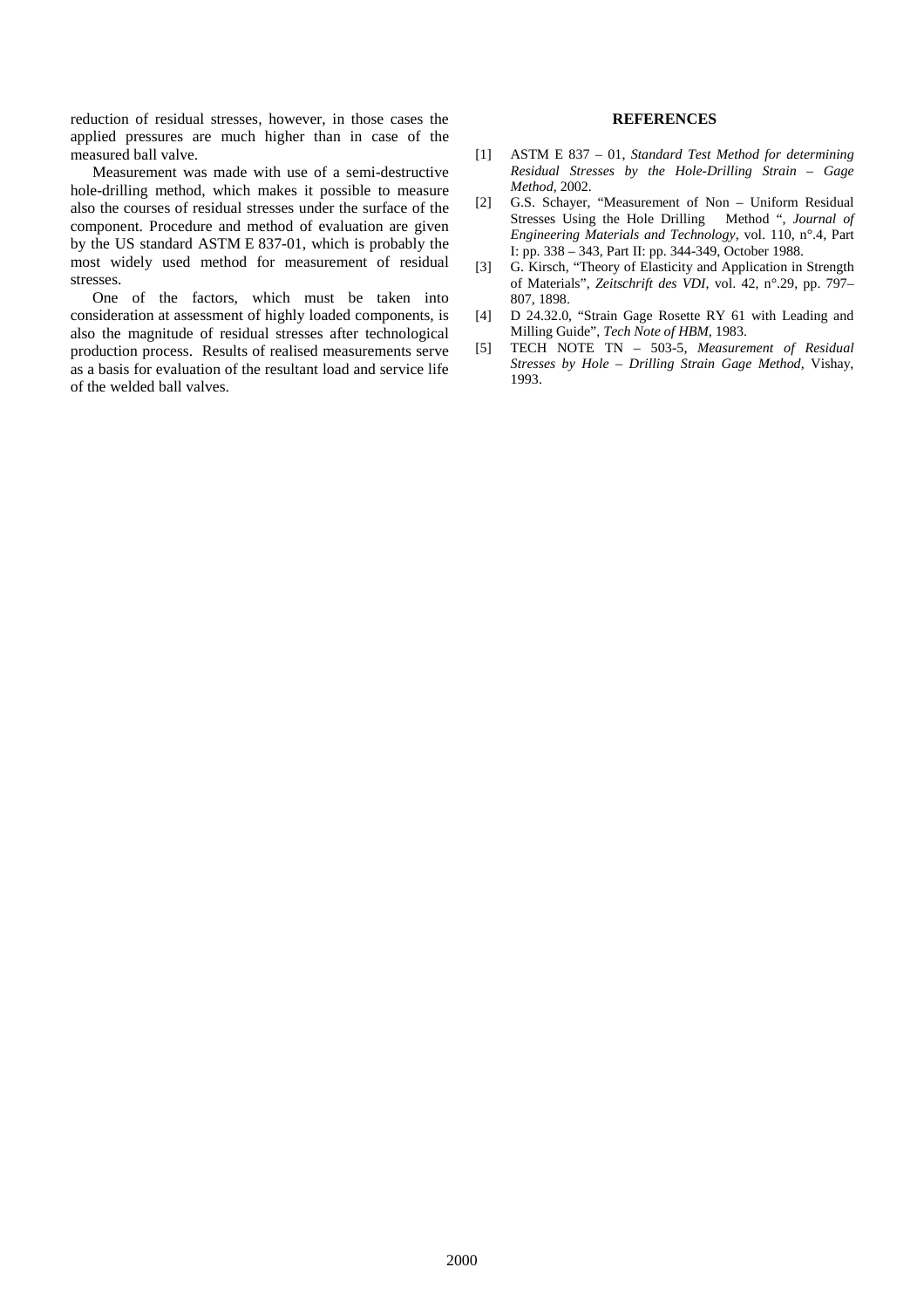reduction of residual stresses, however, in those cases the applied pressures are much higher than in case of the measured ball valve.

Measurement was made with use of a semi-destructive hole-drilling method, which makes it possible to measure also the courses of residual stresses under the surface of the component. Procedure and method of evaluation are given by the US standard ASTM E 837-01, which is probably the most widely used method for measurement of residual stresses.

One of the factors, which must be taken into consideration at assessment of highly loaded components, is also the magnitude of residual stresses after technological production process. Results of realised measurements serve as a basis for evaluation of the resultant load and service life of the welded ball valves.

## REFERENCES

[1] ASTM E 837 – 01, *Standard Test Method for determining Residual Stresses by the Hole-Drilling Strain – Gage Method*, 2002.

[2] G.S. Schayer, "Measurement of Non – Uniform Residual Stresses Using the Hole Drilling Method ", *Journal of Engineering Materials and Technology*, vol. 110, n°.4, Part I: pp. 338 – 343, Part II: pp. 344-349, October 1988.

[3] G. Kirsch, "Theory of Elasticity and Application in Strength of Materials", *Zeitschrift des VDI*, vol. 42, n°.29, pp. 797–807, 1898.

[4] D 24.32.0, "Strain Gage Rosette RY 61 with Leading and Milling Guide", *Tech Note of HBM*, 1983.

[5] TECH NOTE TN – 503-5, *Measurement of Residual Stresses by Hole – Drilling Strain Gage Method*, Vishay, 1993.